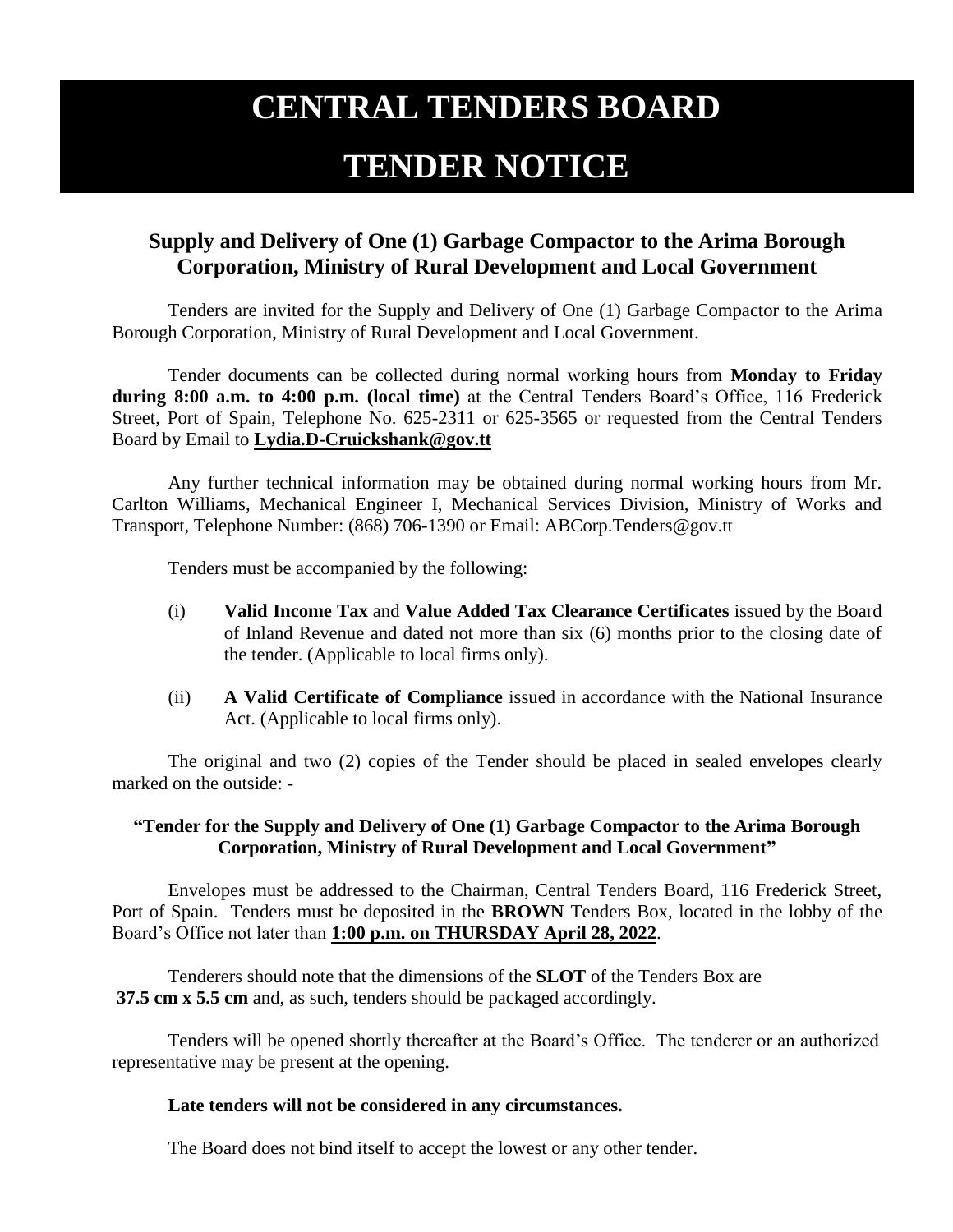# CENTRAL TENDERS BOARD

# TENDER NOTICE

## Supply and Delivery of One (1) Garbage Compactor to the Arima Borough Corporation, Ministry of Rural Development and Local Government

Tenders are invited for the Supply and Delivery of One (1) Garbage Compactor to the Arima Borough Corporation, Ministry of Rural Development and Local Government.

Tender documents can be collected during normal working hours from **Monday to Friday during 8:00 a.m. to 4:00 p.m. (local time)** at the Central Tenders Board's Office, 116 Frederick Street, Port of Spain, Telephone No. 625-2311 or 625-3565 or requested from the Central Tenders Board by Email to **Lydia.D-Cruickshank@gov.tt**

Any further technical information may be obtained during normal working hours from Mr. Carlton Williams, Mechanical Engineer I, Mechanical Services Division, Ministry of Works and Transport, Telephone Number: (868) 706-1390 or Email: ABCorp.Tenders@gov.tt

Tenders must be accompanied by the following:

(i) **Valid Income Tax** and **Value Added Tax Clearance Certificates** issued by the Board of Inland Revenue and dated not more than six (6) months prior to the closing date of the tender. (Applicable to local firms only).

(ii) **A Valid Certificate of Compliance** issued in accordance with the National Insurance Act. (Applicable to local firms only).

The original and two (2) copies of the Tender should be placed in sealed envelopes clearly marked on the outside: -

**"Tender for the Supply and Delivery of One (1) Garbage Compactor to the Arima Borough Corporation, Ministry of Rural Development and Local Government"**

Envelopes must be addressed to the Chairman, Central Tenders Board, 116 Frederick Street, Port of Spain. Tenders must be deposited in the **BROWN** Tenders Box, located in the lobby of the Board's Office not later than **1:00 p.m. on THURSDAY April 28, 2022**.

Tenderers should note that the dimensions of the **SLOT** of the Tenders Box are **37.5 cm x 5.5 cm** and, as such, tenders should be packaged accordingly.

Tenders will be opened shortly thereafter at the Board's Office. The tenderer or an authorized representative may be present at the opening.

**Late tenders will not be considered in any circumstances.**

The Board does not bind itself to accept the lowest or any other tender.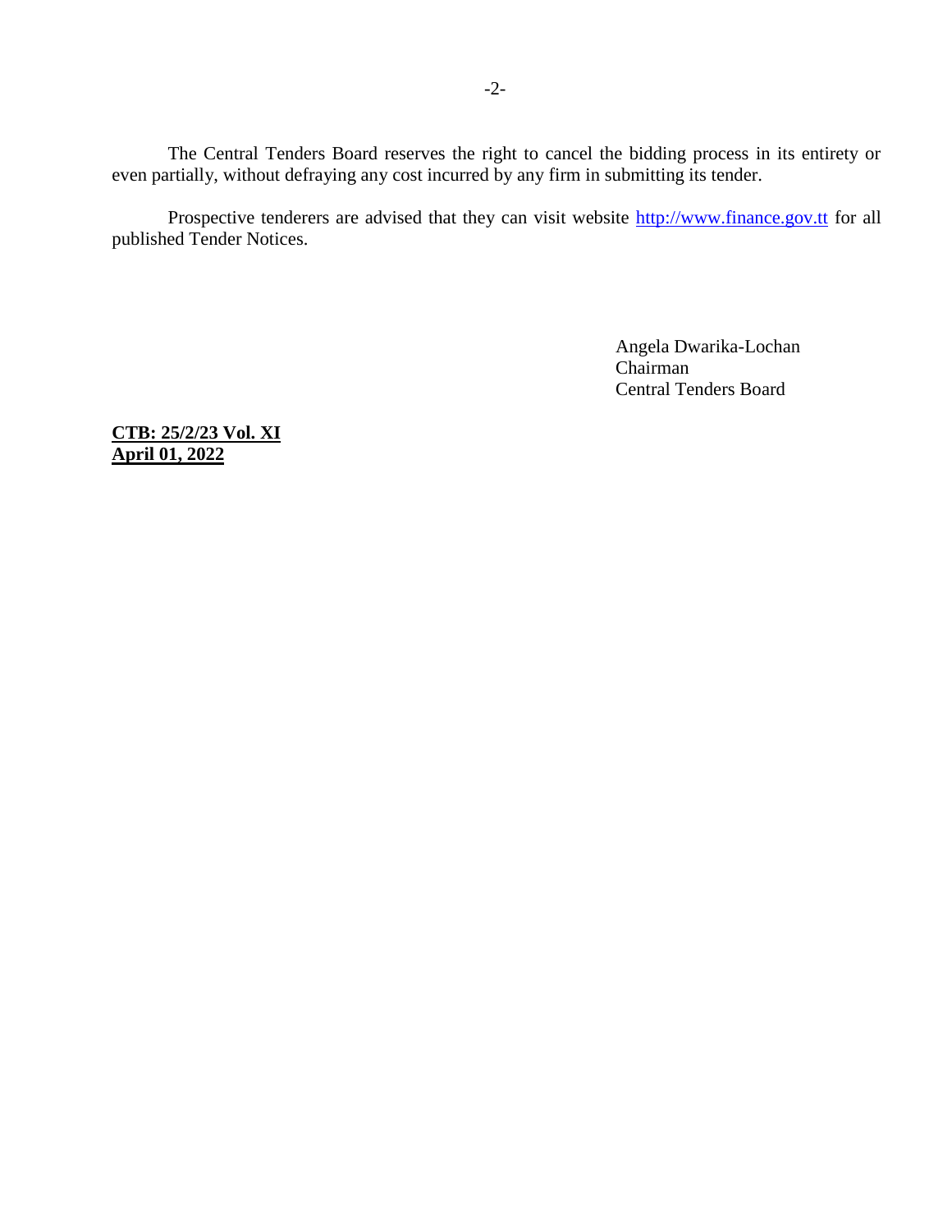The Central Tenders Board reserves the right to cancel the bidding process in its entirety or even partially, without defraying any cost incurred by any firm in submitting its tender.

Prospective tenderers are advised that they can visit website http://www.finance.gov.tt for all published Tender Notices.

Angela Dwarika-Lochan
Chairman
Central Tenders Board

**CTB: 25/2/23 Vol. XI**
**April 01, 2022**